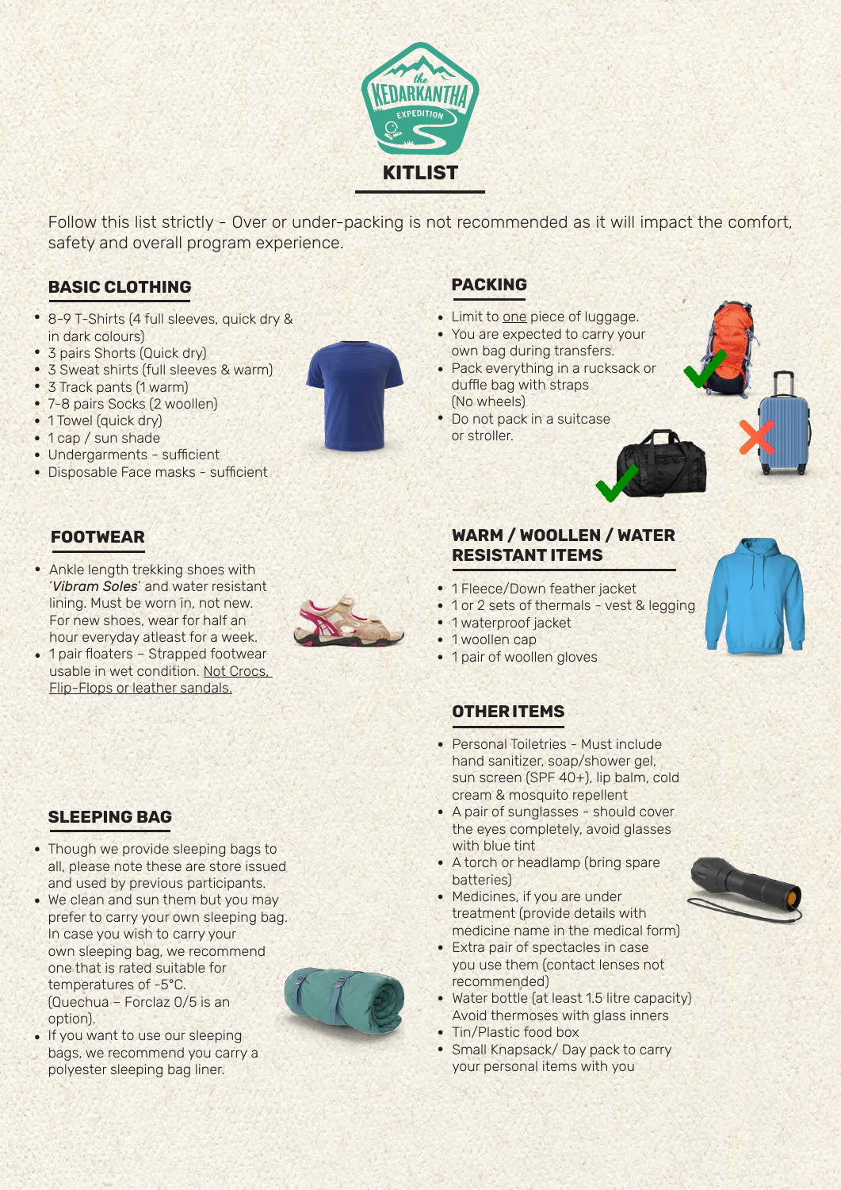the KEDARKANTHA EXPEDITION

# KITLIST

Follow this list strictly - Over or under-packing is not recommended as it will impact the comfort, safety and overall program experience.

## BASIC CLOTHING

- 8-9 T-Shirts (4 full sleeves, quick dry & in dark colours)
- 3 pairs Shorts (Quick dry)
- 3 Sweat shirts (full sleeves & warm)
- 3 Track pants (1 warm)
- 7-8 pairs Socks (2 woollen)
- 1 Towel (quick dry)
- 1 cap / sun shade
- Undergarments - sufficient
- Disposable Face masks - sufficient

## FOOTWEAR

- Ankle length trekking shoes with '***Vibram Soles***' and water resistant lining. Must be worn in, not new. For new shoes, wear for half an hour everyday atleast for a week.
- 1 pair floaters – Strapped footwear usable in wet condition. Not Crocs, Flip-Flops or leather sandals.

## SLEEPING BAG

- Though we provide sleeping bags to all, please note these are store issued and used by previous participants.
- We clean and sun them but you may prefer to carry your own sleeping bag. In case you wish to carry your own sleeping bag, we recommend one that is rated suitable for temperatures of -5°C. (Quechua – Forclaz 0/5 is an option).
- If you want to use our sleeping bags, we recommend you carry a polyester sleeping bag liner.

## PACKING

- Limit to one piece of luggage.
- You are expected to carry your own bag during transfers.
- Pack everything in a rucksack or duffle bag with straps (No wheels)
- Do not pack in a suitcase or stroller.

## WARM / WOOLLEN / WATER RESISTANT ITEMS

- 1 Fleece/Down feather jacket
- 1 or 2 sets of thermals - vest & legging
- 1 waterproof jacket
- 1 woollen cap
- 1 pair of woollen gloves

## OTHER ITEMS

- Personal Toiletries - Must include hand sanitizer, soap/shower gel, sun screen (SPF 40+), lip balm, cold cream & mosquito repellent
- A pair of sunglasses - should cover the eyes completely, avoid glasses with blue tint
- A torch or headlamp (bring spare batteries)
- Medicines, if you are under treatment (provide details with medicine name in the medical form)
- Extra pair of spectacles in case you use them (contact lenses not recommended)
- Water bottle (at least 1.5 litre capacity) Avoid thermoses with glass inners
- Tin/Plastic food box
- Small Knapsack/ Day pack to carry your personal items with you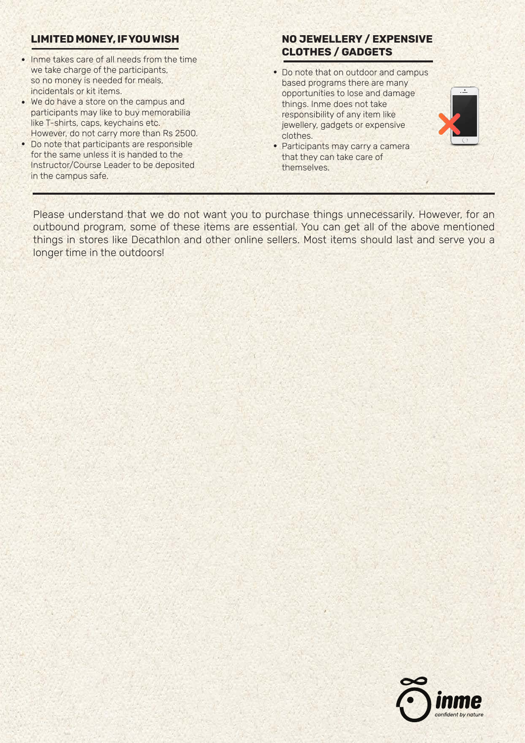## LIMITED MONEY, IF YOU WISH

- Inme takes care of all needs from the time we take charge of the participants, so no money is needed for meals, incidentals or kit items.
- We do have a store on the campus and participants may like to buy memorabilia like T-shirts, caps, keychains etc. However, do not carry more than Rs 2500.
- Do note that participants are responsible for the same unless it is handed to the Instructor/Course Leader to be deposited in the campus safe.

## NO JEWELLERY / EXPENSIVE CLOTHES / GADGETS

- Do note that on outdoor and campus based programs there are many opportunities to lose and damage things. Inme does not take responsibility of any item like jewellery, gadgets or expensive clothes.
- Participants may carry a camera that they can take care of themselves.

Please understand that we do not want you to purchase things unnecessarily. However, for an outbound program, some of these items are essential. You can get all of the above mentioned things in stores like Decathlon and other online sellers. Most items should last and serve you a longer time in the outdoors!

inme
*confident by nature*